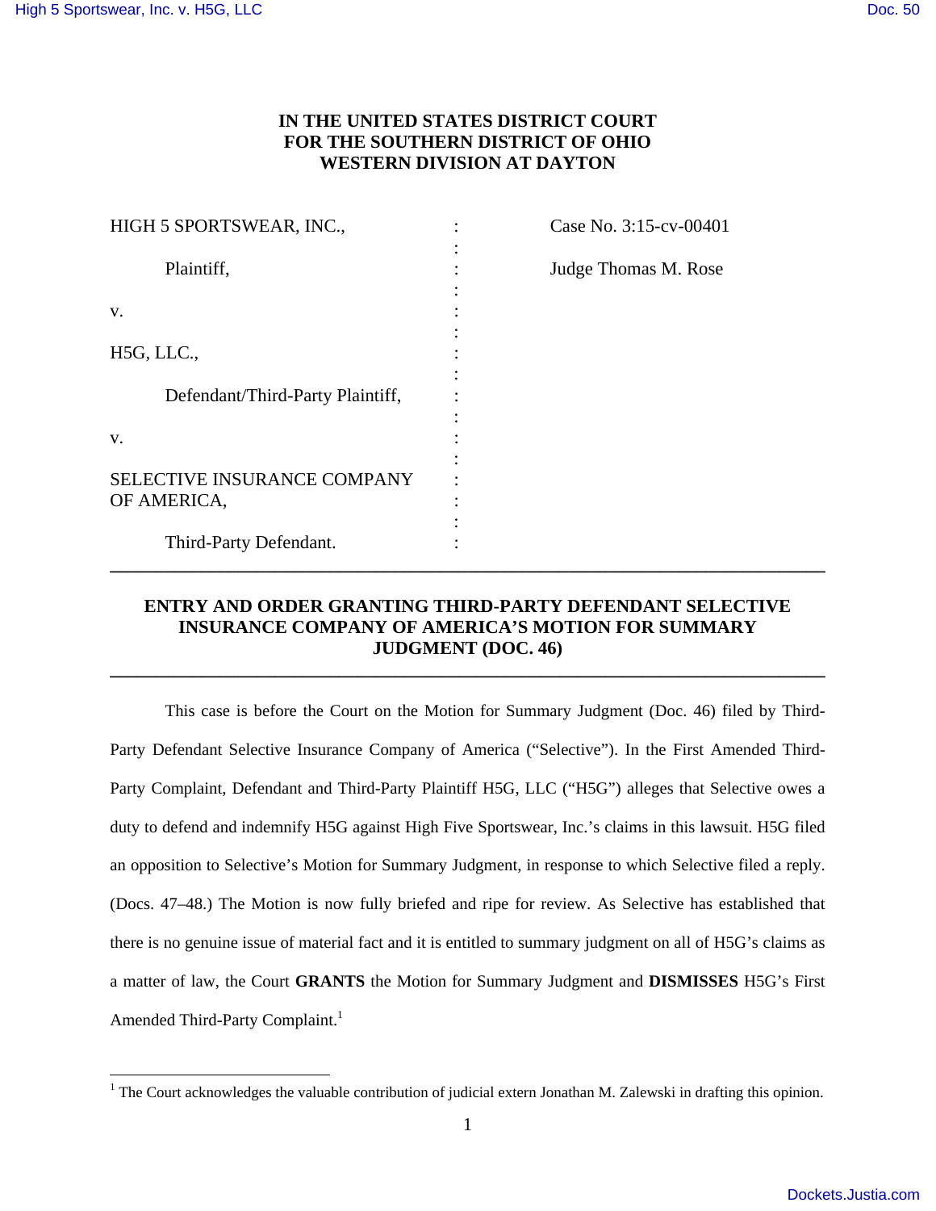# IN THE UNITED STATES DISTRICT COURT FOR THE SOUTHERN DISTRICT OF OHIO WESTERN DIVISION AT DAYTON

| | | |
|---|---|---|
| HIGH 5 SPORTSWEAR, INC., | : | Case No. 3:15-cv-00401 |
| Plaintiff, | : | Judge Thomas M. Rose |
| v. | : | |
| H5G, LLC., | : | |
| Defendant/Third-Party Plaintiff, | : | |
| v. | : | |
| SELECTIVE INSURANCE COMPANY OF AMERICA, | : | |
| Third-Party Defendant. | : | |

---

## ENTRY AND ORDER GRANTING THIRD-PARTY DEFENDANT SELECTIVE INSURANCE COMPANY OF AMERICA'S MOTION FOR SUMMARY JUDGMENT (DOC. 46)

---

This case is before the Court on the Motion for Summary Judgment (Doc. 46) filed by Third-Party Defendant Selective Insurance Company of America ("Selective"). In the First Amended Third-Party Complaint, Defendant and Third-Party Plaintiff H5G, LLC ("H5G") alleges that Selective owes a duty to defend and indemnify H5G against High Five Sportswear, Inc.'s claims in this lawsuit. H5G filed an opposition to Selective's Motion for Summary Judgment, in response to which Selective filed a reply. (Docs. 47–48.) The Motion is now fully briefed and ripe for review. As Selective has established that there is no genuine issue of material fact and it is entitled to summary judgment on all of H5G's claims as a matter of law, the Court **GRANTS** the Motion for Summary Judgment and **DISMISSES** H5G's First Amended Third-Party Complaint.[1]

---

[1] The Court acknowledges the valuable contribution of judicial extern Jonathan M. Zalewski in drafting this opinion.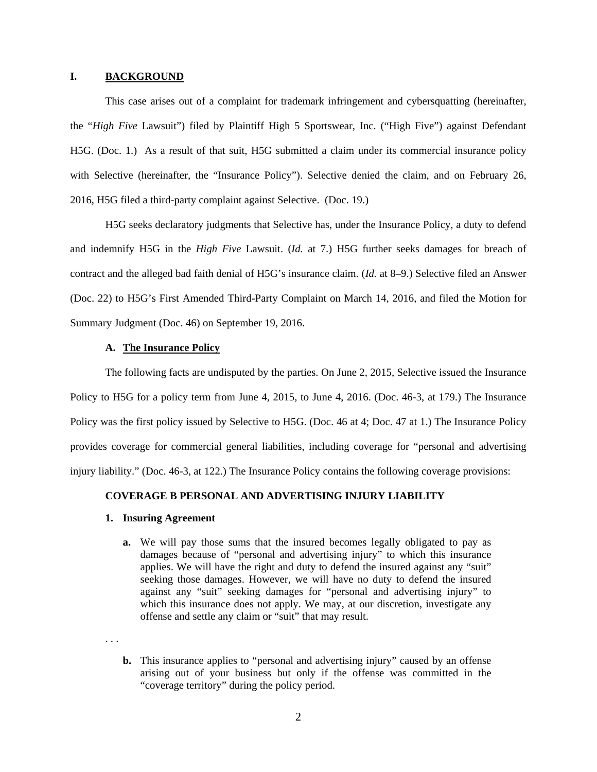## I. BACKGROUND

This case arises out of a complaint for trademark infringement and cybersquatting (hereinafter, the "*High Five* Lawsuit") filed by Plaintiff High 5 Sportswear, Inc. ("High Five") against Defendant H5G. (Doc. 1.) As a result of that suit, H5G submitted a claim under its commercial insurance policy with Selective (hereinafter, the "Insurance Policy"). Selective denied the claim, and on February 26, 2016, H5G filed a third-party complaint against Selective. (Doc. 19.)

H5G seeks declaratory judgments that Selective has, under the Insurance Policy, a duty to defend and indemnify H5G in the *High Five* Lawsuit. (*Id.* at 7.) H5G further seeks damages for breach of contract and the alleged bad faith denial of H5G's insurance claim. (*Id.* at 8–9.) Selective filed an Answer (Doc. 22) to H5G's First Amended Third-Party Complaint on March 14, 2016, and filed the Motion for Summary Judgment (Doc. 46) on September 19, 2016.

### A. The Insurance Policy

The following facts are undisputed by the parties. On June 2, 2015, Selective issued the Insurance Policy to H5G for a policy term from June 4, 2015, to June 4, 2016. (Doc. 46-3, at 179.) The Insurance Policy was the first policy issued by Selective to H5G. (Doc. 46 at 4; Doc. 47 at 1.) The Insurance Policy provides coverage for commercial general liabilities, including coverage for "personal and advertising injury liability." (Doc. 46-3, at 122.) The Insurance Policy contains the following coverage provisions:

> **COVERAGE B PERSONAL AND ADVERTISING INJURY LIABILITY**
>
> **1. Insuring Agreement**
>
> **a.** We will pay those sums that the insured becomes legally obligated to pay as damages because of "personal and advertising injury" to which this insurance applies. We will have the right and duty to defend the insured against any "suit" seeking those damages. However, we will have no duty to defend the insured against any "suit" seeking damages for "personal and advertising injury" to which this insurance does not apply. We may, at our discretion, investigate any offense and settle any claim or "suit" that may result.
>
> . . .
>
> **b.** This insurance applies to "personal and advertising injury" caused by an offense arising out of your business but only if the offense was committed in the "coverage territory" during the policy period.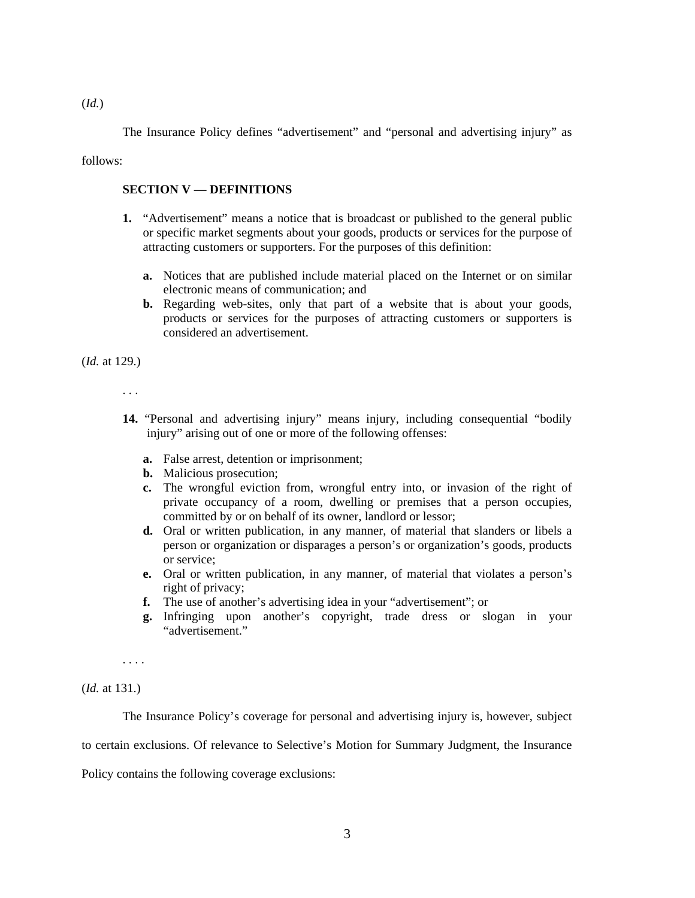(*Id.*)

The Insurance Policy defines "advertisement" and "personal and advertising injury" as follows:

**SECTION V — DEFINITIONS**

1. "Advertisement" means a notice that is broadcast or published to the general public or specific market segments about your goods, products or services for the purpose of attracting customers or supporters. For the purposes of this definition:

   a. Notices that are published include material placed on the Internet or on similar electronic means of communication; and
   b. Regarding web-sites, only that part of a website that is about your goods, products or services for the purposes of attracting customers or supporters is considered an advertisement.

(*Id.* at 129.)

. . .

14. "Personal and advertising injury" means injury, including consequential "bodily injury" arising out of one or more of the following offenses:

    a. False arrest, detention or imprisonment;
    b. Malicious prosecution;
    c. The wrongful eviction from, wrongful entry into, or invasion of the right of private occupancy of a room, dwelling or premises that a person occupies, committed by or on behalf of its owner, landlord or lessor;
    d. Oral or written publication, in any manner, of material that slanders or libels a person or organization or disparages a person's or organization's goods, products or service;
    e. Oral or written publication, in any manner, of material that violates a person's right of privacy;
    f. The use of another's advertising idea in your "advertisement"; or
    g. Infringing upon another's copyright, trade dress or slogan in your "advertisement."

. . . .

(*Id.* at 131.)

The Insurance Policy's coverage for personal and advertising injury is, however, subject to certain exclusions. Of relevance to Selective's Motion for Summary Judgment, the Insurance Policy contains the following coverage exclusions: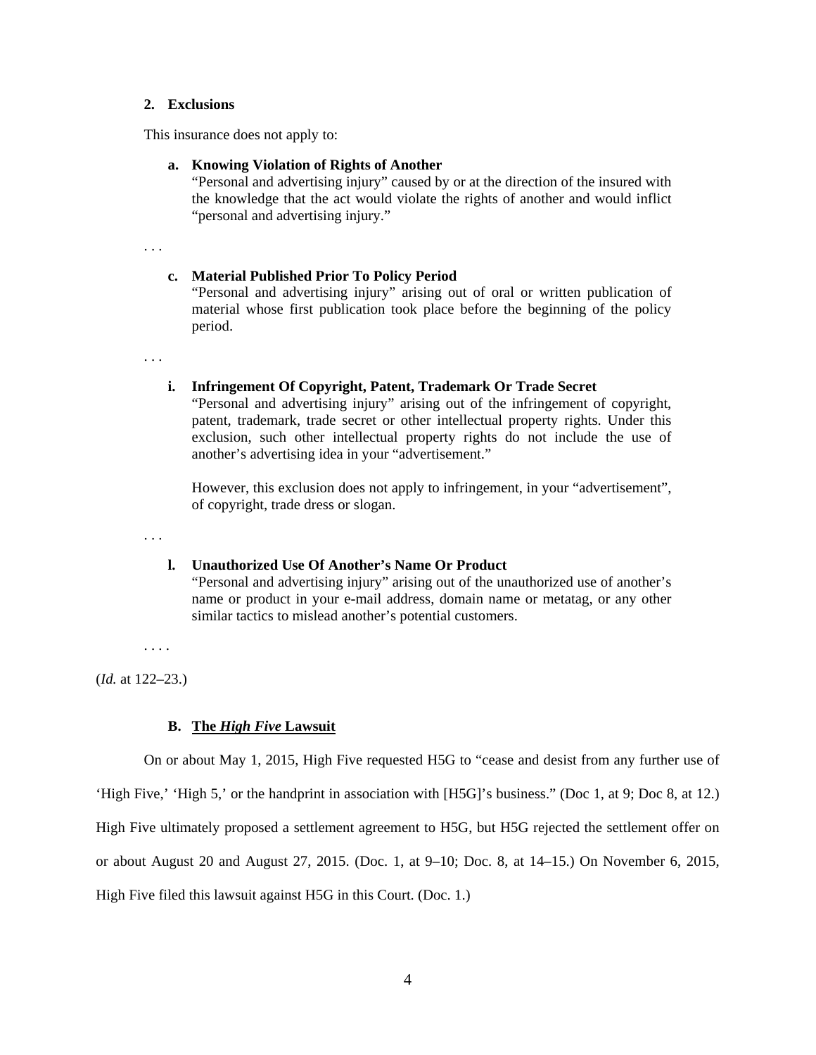### 2. Exclusions

This insurance does not apply to:

**a. Knowing Violation of Rights of Another**
"Personal and advertising injury" caused by or at the direction of the insured with the knowledge that the act would violate the rights of another and would inflict "personal and advertising injury."

. . .

**c. Material Published Prior To Policy Period**
"Personal and advertising injury" arising out of oral or written publication of material whose first publication took place before the beginning of the policy period.

. . .

**i. Infringement Of Copyright, Patent, Trademark Or Trade Secret**
"Personal and advertising injury" arising out of the infringement of copyright, patent, trademark, trade secret or other intellectual property rights. Under this exclusion, such other intellectual property rights do not include the use of another's advertising idea in your "advertisement."

However, this exclusion does not apply to infringement, in your "advertisement", of copyright, trade dress or slogan.

. . .

**l. Unauthorized Use Of Another's Name Or Product**
"Personal and advertising injury" arising out of the unauthorized use of another's name or product in your e-mail address, domain name or metatag, or any other similar tactics to mislead another's potential customers.

. . . .

(*Id.* at 122–23.)

## B. The *High Five* Lawsuit

On or about May 1, 2015, High Five requested H5G to "cease and desist from any further use of 'High Five,' 'High 5,' or the handprint in association with [H5G]'s business." (Doc 1, at 9; Doc 8, at 12.) High Five ultimately proposed a settlement agreement to H5G, but H5G rejected the settlement offer on or about August 20 and August 27, 2015. (Doc. 1, at 9–10; Doc. 8, at 14–15.) On November 6, 2015, High Five filed this lawsuit against H5G in this Court. (Doc. 1.)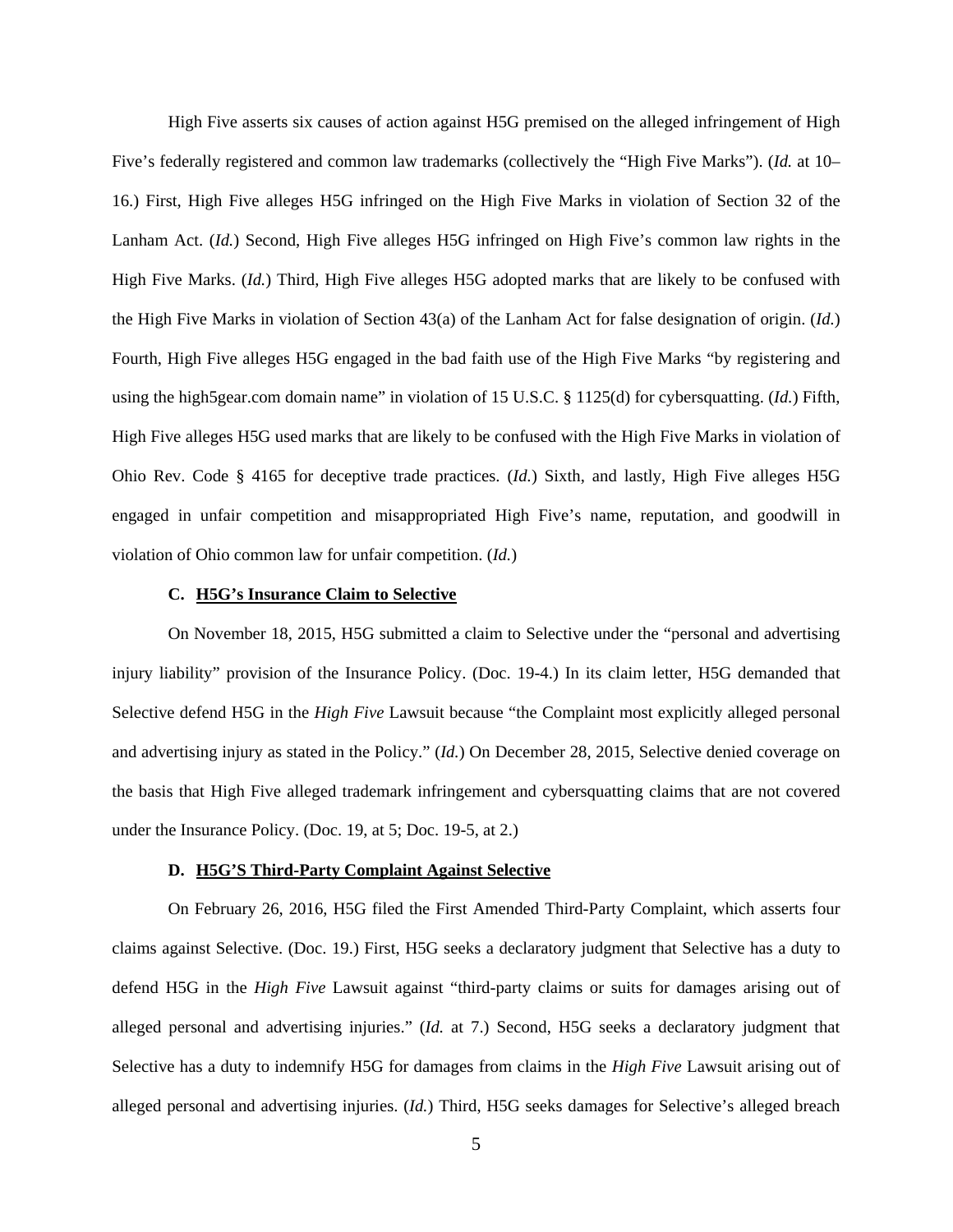High Five asserts six causes of action against H5G premised on the alleged infringement of High Five's federally registered and common law trademarks (collectively the "High Five Marks"). (*Id.* at 10–16.) First, High Five alleges H5G infringed on the High Five Marks in violation of Section 32 of the Lanham Act. (*Id.*) Second, High Five alleges H5G infringed on High Five's common law rights in the High Five Marks. (*Id.*) Third, High Five alleges H5G adopted marks that are likely to be confused with the High Five Marks in violation of Section 43(a) of the Lanham Act for false designation of origin. (*Id.*) Fourth, High Five alleges H5G engaged in the bad faith use of the High Five Marks "by registering and using the high5gear.com domain name" in violation of 15 U.S.C. § 1125(d) for cybersquatting. (*Id.*) Fifth, High Five alleges H5G used marks that are likely to be confused with the High Five Marks in violation of Ohio Rev. Code § 4165 for deceptive trade practices. (*Id.*) Sixth, and lastly, High Five alleges H5G engaged in unfair competition and misappropriated High Five's name, reputation, and goodwill in violation of Ohio common law for unfair competition. (*Id.*)

### C. H5G's Insurance Claim to Selective

On November 18, 2015, H5G submitted a claim to Selective under the "personal and advertising injury liability" provision of the Insurance Policy. (Doc. 19-4.) In its claim letter, H5G demanded that Selective defend H5G in the *High Five* Lawsuit because "the Complaint most explicitly alleged personal and advertising injury as stated in the Policy." (*Id.*) On December 28, 2015, Selective denied coverage on the basis that High Five alleged trademark infringement and cybersquatting claims that are not covered under the Insurance Policy. (Doc. 19, at 5; Doc. 19-5, at 2.)

### D. H5G'S Third-Party Complaint Against Selective

On February 26, 2016, H5G filed the First Amended Third-Party Complaint, which asserts four claims against Selective. (Doc. 19.) First, H5G seeks a declaratory judgment that Selective has a duty to defend H5G in the *High Five* Lawsuit against "third-party claims or suits for damages arising out of alleged personal and advertising injuries." (*Id.* at 7.) Second, H5G seeks a declaratory judgment that Selective has a duty to indemnify H5G for damages from claims in the *High Five* Lawsuit arising out of alleged personal and advertising injuries. (*Id.*) Third, H5G seeks damages for Selective's alleged breach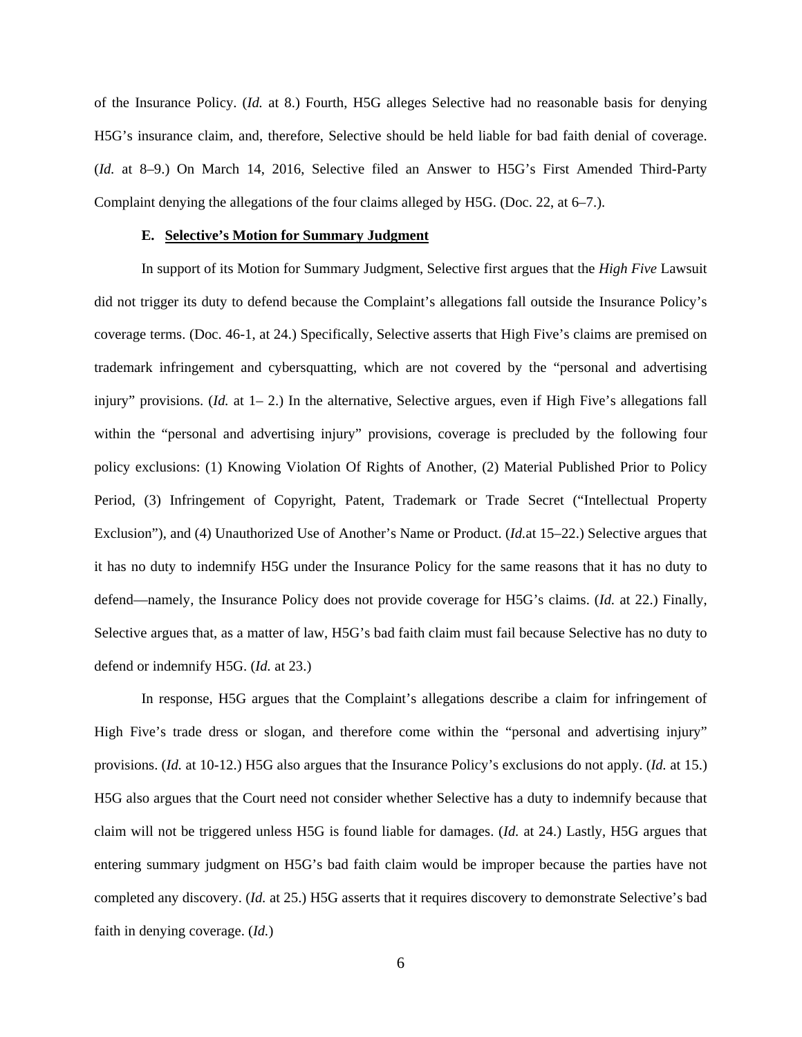of the Insurance Policy. (*Id.* at 8.) Fourth, H5G alleges Selective had no reasonable basis for denying H5G's insurance claim, and, therefore, Selective should be held liable for bad faith denial of coverage. (*Id.* at 8–9.) On March 14, 2016, Selective filed an Answer to H5G's First Amended Third-Party Complaint denying the allegations of the four claims alleged by H5G. (Doc. 22, at 6–7.).

**E. <u>Selective's Motion for Summary Judgment</u>**

In support of its Motion for Summary Judgment, Selective first argues that the *High Five* Lawsuit did not trigger its duty to defend because the Complaint's allegations fall outside the Insurance Policy's coverage terms. (Doc. 46-1, at 24.) Specifically, Selective asserts that High Five's claims are premised on trademark infringement and cybersquatting, which are not covered by the "personal and advertising injury" provisions. (*Id.* at 1– 2.) In the alternative, Selective argues, even if High Five's allegations fall within the "personal and advertising injury" provisions, coverage is precluded by the following four policy exclusions: (1) Knowing Violation Of Rights of Another, (2) Material Published Prior to Policy Period, (3) Infringement of Copyright, Patent, Trademark or Trade Secret ("Intellectual Property Exclusion"), and (4) Unauthorized Use of Another's Name or Product. (*Id.*at 15–22.) Selective argues that it has no duty to indemnify H5G under the Insurance Policy for the same reasons that it has no duty to defend—namely, the Insurance Policy does not provide coverage for H5G's claims. (*Id.* at 22.) Finally, Selective argues that, as a matter of law, H5G's bad faith claim must fail because Selective has no duty to defend or indemnify H5G. (*Id.* at 23.)

In response, H5G argues that the Complaint's allegations describe a claim for infringement of High Five's trade dress or slogan, and therefore come within the "personal and advertising injury" provisions. (*Id.* at 10-12.) H5G also argues that the Insurance Policy's exclusions do not apply. (*Id.* at 15.) H5G also argues that the Court need not consider whether Selective has a duty to indemnify because that claim will not be triggered unless H5G is found liable for damages. (*Id.* at 24.) Lastly, H5G argues that entering summary judgment on H5G's bad faith claim would be improper because the parties have not completed any discovery. (*Id.* at 25.) H5G asserts that it requires discovery to demonstrate Selective's bad faith in denying coverage. (*Id.*)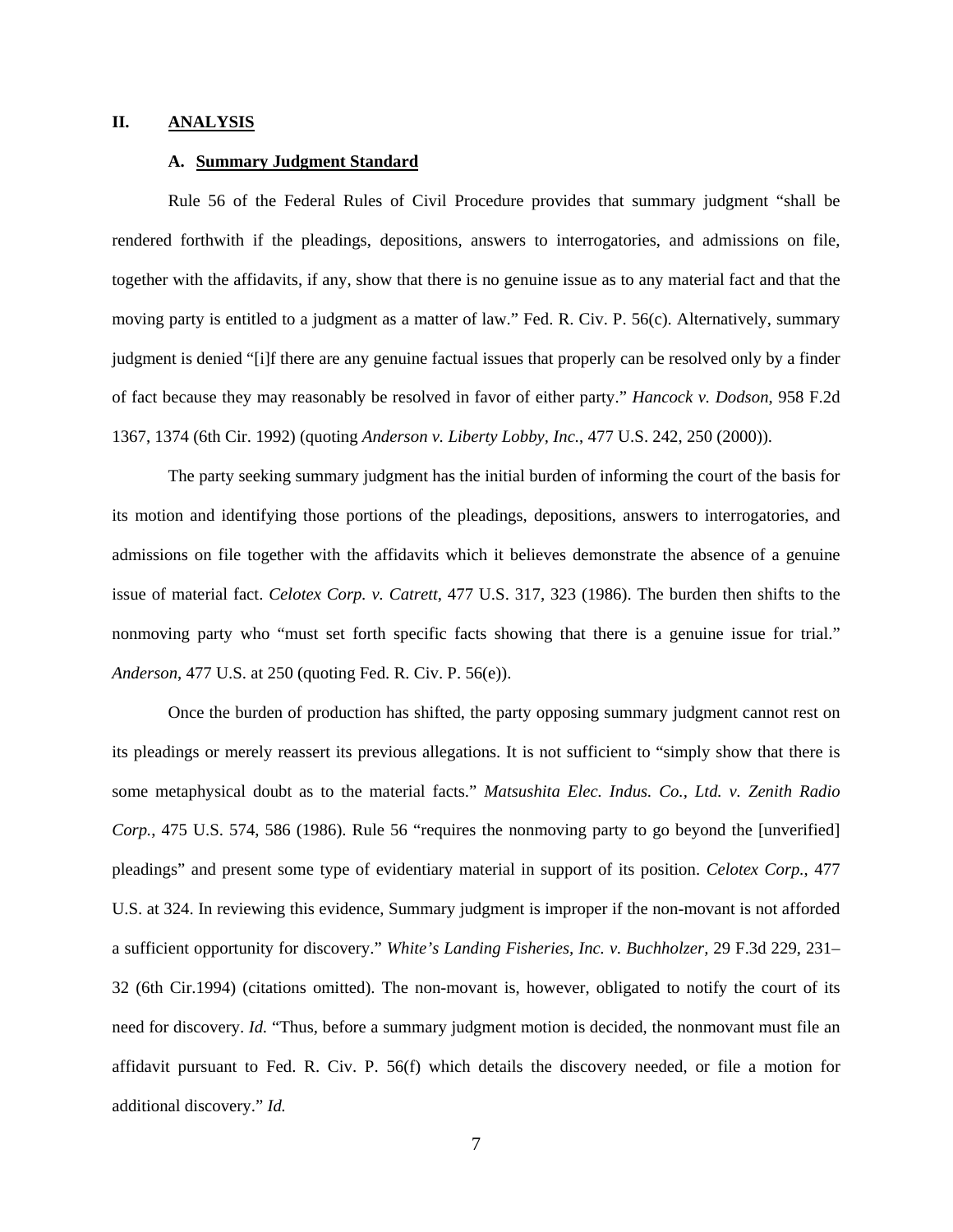## II. ANALYSIS

### A. Summary Judgment Standard

Rule 56 of the Federal Rules of Civil Procedure provides that summary judgment "shall be rendered forthwith if the pleadings, depositions, answers to interrogatories, and admissions on file, together with the affidavits, if any, show that there is no genuine issue as to any material fact and that the moving party is entitled to a judgment as a matter of law." Fed. R. Civ. P. 56(c). Alternatively, summary judgment is denied "[i]f there are any genuine factual issues that properly can be resolved only by a finder of fact because they may reasonably be resolved in favor of either party." *Hancock v. Dodson*, 958 F.2d 1367, 1374 (6th Cir. 1992) (quoting *Anderson v. Liberty Lobby, Inc.*, 477 U.S. 242, 250 (2000)).

The party seeking summary judgment has the initial burden of informing the court of the basis for its motion and identifying those portions of the pleadings, depositions, answers to interrogatories, and admissions on file together with the affidavits which it believes demonstrate the absence of a genuine issue of material fact. *Celotex Corp. v. Catrett*, 477 U.S. 317, 323 (1986). The burden then shifts to the nonmoving party who "must set forth specific facts showing that there is a genuine issue for trial." *Anderson*, 477 U.S. at 250 (quoting Fed. R. Civ. P. 56(e)).

Once the burden of production has shifted, the party opposing summary judgment cannot rest on its pleadings or merely reassert its previous allegations. It is not sufficient to "simply show that there is some metaphysical doubt as to the material facts." *Matsushita Elec. Indus. Co., Ltd. v. Zenith Radio Corp.*, 475 U.S. 574, 586 (1986). Rule 56 "requires the nonmoving party to go beyond the [unverified] pleadings" and present some type of evidentiary material in support of its position. *Celotex Corp.*, 477 U.S. at 324. In reviewing this evidence, Summary judgment is improper if the non-movant is not afforded a sufficient opportunity for discovery." *White's Landing Fisheries, Inc. v. Buchholzer*, 29 F.3d 229, 231–32 (6th Cir.1994) (citations omitted). The non-movant is, however, obligated to notify the court of its need for discovery. *Id.* "Thus, before a summary judgment motion is decided, the nonmovant must file an affidavit pursuant to Fed. R. Civ. P. 56(f) which details the discovery needed, or file a motion for additional discovery." *Id.*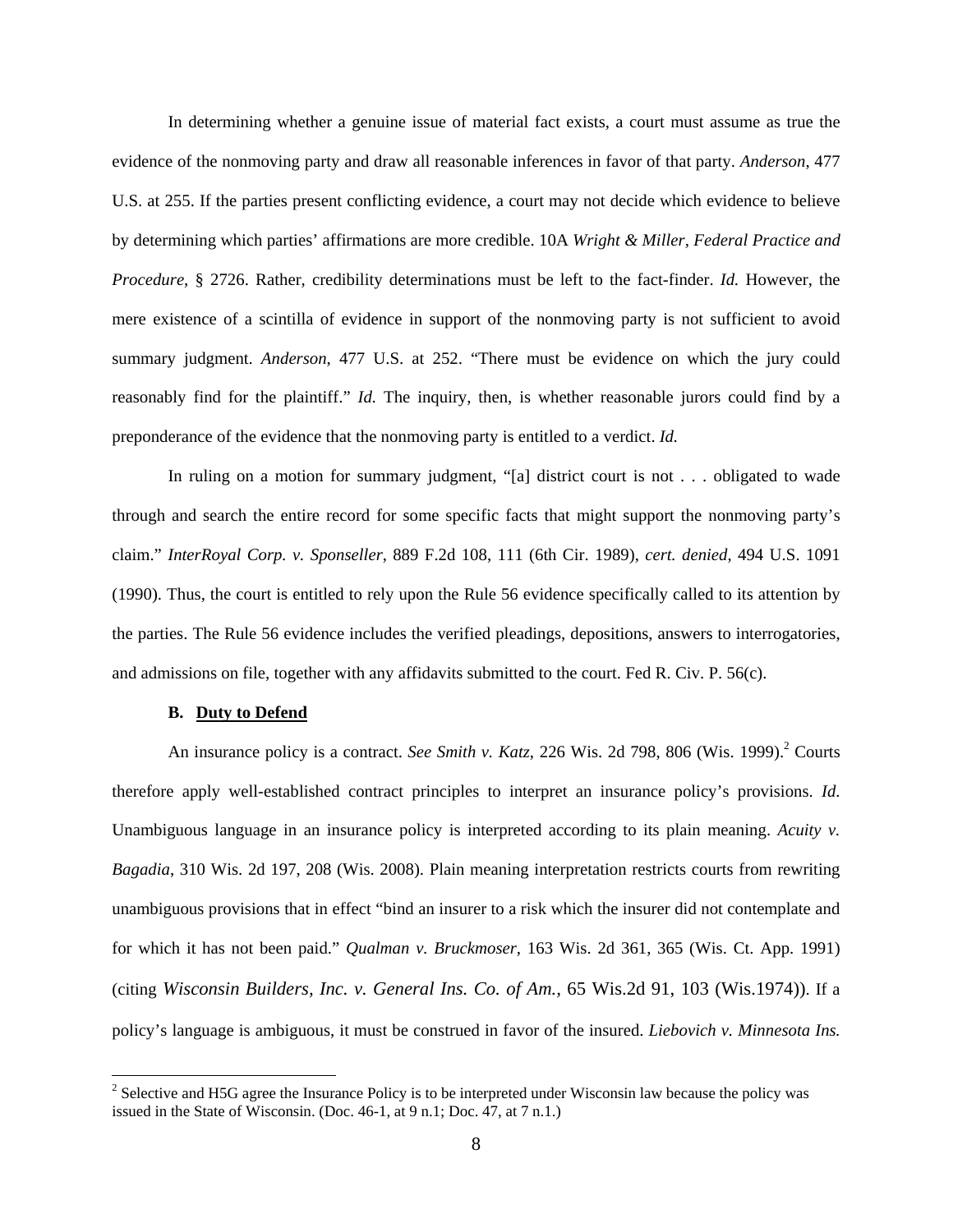In determining whether a genuine issue of material fact exists, a court must assume as true the evidence of the nonmoving party and draw all reasonable inferences in favor of that party. *Anderson*, 477 U.S. at 255. If the parties present conflicting evidence, a court may not decide which evidence to believe by determining which parties' affirmations are more credible. 10A *Wright & Miller, Federal Practice and Procedure*, § 2726. Rather, credibility determinations must be left to the fact-finder. *Id.* However, the mere existence of a scintilla of evidence in support of the nonmoving party is not sufficient to avoid summary judgment. *Anderson*, 477 U.S. at 252. "There must be evidence on which the jury could reasonably find for the plaintiff." *Id.* The inquiry, then, is whether reasonable jurors could find by a preponderance of the evidence that the nonmoving party is entitled to a verdict. *Id.*

In ruling on a motion for summary judgment, "[a] district court is not . . . obligated to wade through and search the entire record for some specific facts that might support the nonmoving party's claim." *InterRoyal Corp. v. Sponseller*, 889 F.2d 108, 111 (6th Cir. 1989), *cert. denied*, 494 U.S. 1091 (1990). Thus, the court is entitled to rely upon the Rule 56 evidence specifically called to its attention by the parties. The Rule 56 evidence includes the verified pleadings, depositions, answers to interrogatories, and admissions on file, together with any affidavits submitted to the court. Fed R. Civ. P. 56(c).

### B. Duty to Defend

An insurance policy is a contract. *See Smith v. Katz*, 226 Wis. 2d 798, 806 (Wis. 1999).[2] Courts therefore apply well-established contract principles to interpret an insurance policy's provisions. *Id*. Unambiguous language in an insurance policy is interpreted according to its plain meaning. *Acuity v. Bagadia*, 310 Wis. 2d 197, 208 (Wis. 2008). Plain meaning interpretation restricts courts from rewriting unambiguous provisions that in effect "bind an insurer to a risk which the insurer did not contemplate and for which it has not been paid." *Qualman v. Bruckmoser*, 163 Wis. 2d 361, 365 (Wis. Ct. App. 1991) (citing *Wisconsin Builders, Inc. v. General Ins. Co. of Am.*, 65 Wis.2d 91, 103 (Wis.1974)). If a policy's language is ambiguous, it must be construed in favor of the insured. *Liebovich v. Minnesota Ins.*

[2] Selective and H5G agree the Insurance Policy is to be interpreted under Wisconsin law because the policy was issued in the State of Wisconsin. (Doc. 46-1, at 9 n.1; Doc. 47, at 7 n.1.)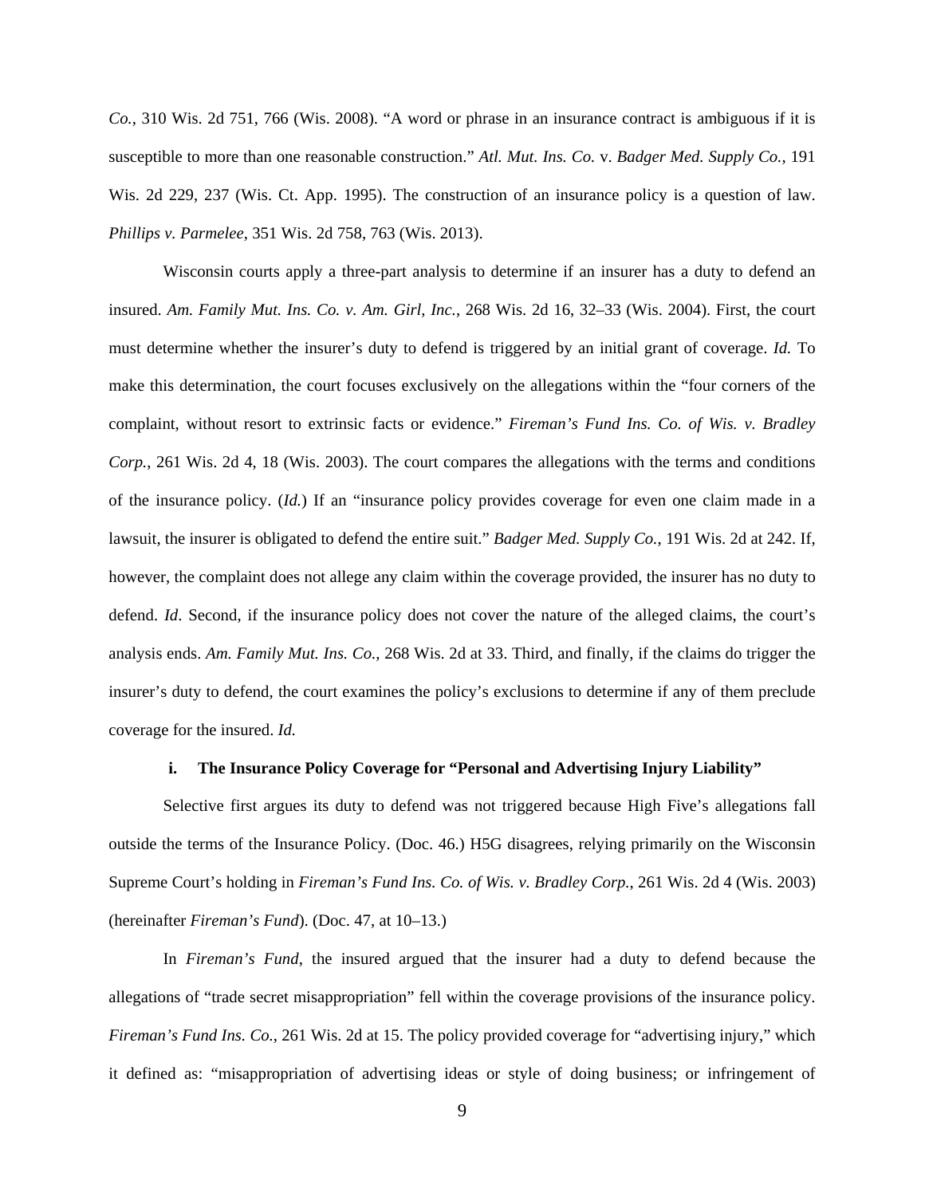*Co.*, 310 Wis. 2d 751, 766 (Wis. 2008). "A word or phrase in an insurance contract is ambiguous if it is susceptible to more than one reasonable construction." *Atl. Mut. Ins. Co.* v. *Badger Med. Supply Co.*, 191 Wis. 2d 229, 237 (Wis. Ct. App. 1995). The construction of an insurance policy is a question of law. *Phillips v. Parmelee*, 351 Wis. 2d 758, 763 (Wis. 2013).

Wisconsin courts apply a three-part analysis to determine if an insurer has a duty to defend an insured. *Am. Family Mut. Ins. Co. v. Am. Girl, Inc.*, 268 Wis. 2d 16, 32–33 (Wis. 2004). First, the court must determine whether the insurer's duty to defend is triggered by an initial grant of coverage. *Id.* To make this determination, the court focuses exclusively on the allegations within the "four corners of the complaint, without resort to extrinsic facts or evidence." *Fireman's Fund Ins. Co. of Wis. v. Bradley Corp.*, 261 Wis. 2d 4, 18 (Wis. 2003). The court compares the allegations with the terms and conditions of the insurance policy. (*Id.*) If an "insurance policy provides coverage for even one claim made in a lawsuit, the insurer is obligated to defend the entire suit." *Badger Med. Supply Co.*, 191 Wis. 2d at 242. If, however, the complaint does not allege any claim within the coverage provided, the insurer has no duty to defend. *Id*. Second, if the insurance policy does not cover the nature of the alleged claims, the court's analysis ends. *Am. Family Mut. Ins. Co.*, 268 Wis. 2d at 33. Third, and finally, if the claims do trigger the insurer's duty to defend, the court examines the policy's exclusions to determine if any of them preclude coverage for the insured. *Id.*

**i. The Insurance Policy Coverage for "Personal and Advertising Injury Liability"**

Selective first argues its duty to defend was not triggered because High Five's allegations fall outside the terms of the Insurance Policy. (Doc. 46.) H5G disagrees, relying primarily on the Wisconsin Supreme Court's holding in *Fireman's Fund Ins. Co. of Wis. v. Bradley Corp.*, 261 Wis. 2d 4 (Wis. 2003) (hereinafter *Fireman's Fund*). (Doc. 47, at 10–13.)

In *Fireman's Fund*, the insured argued that the insurer had a duty to defend because the allegations of "trade secret misappropriation" fell within the coverage provisions of the insurance policy. *Fireman's Fund Ins. Co.*, 261 Wis. 2d at 15. The policy provided coverage for "advertising injury," which it defined as: "misappropriation of advertising ideas or style of doing business; or infringement of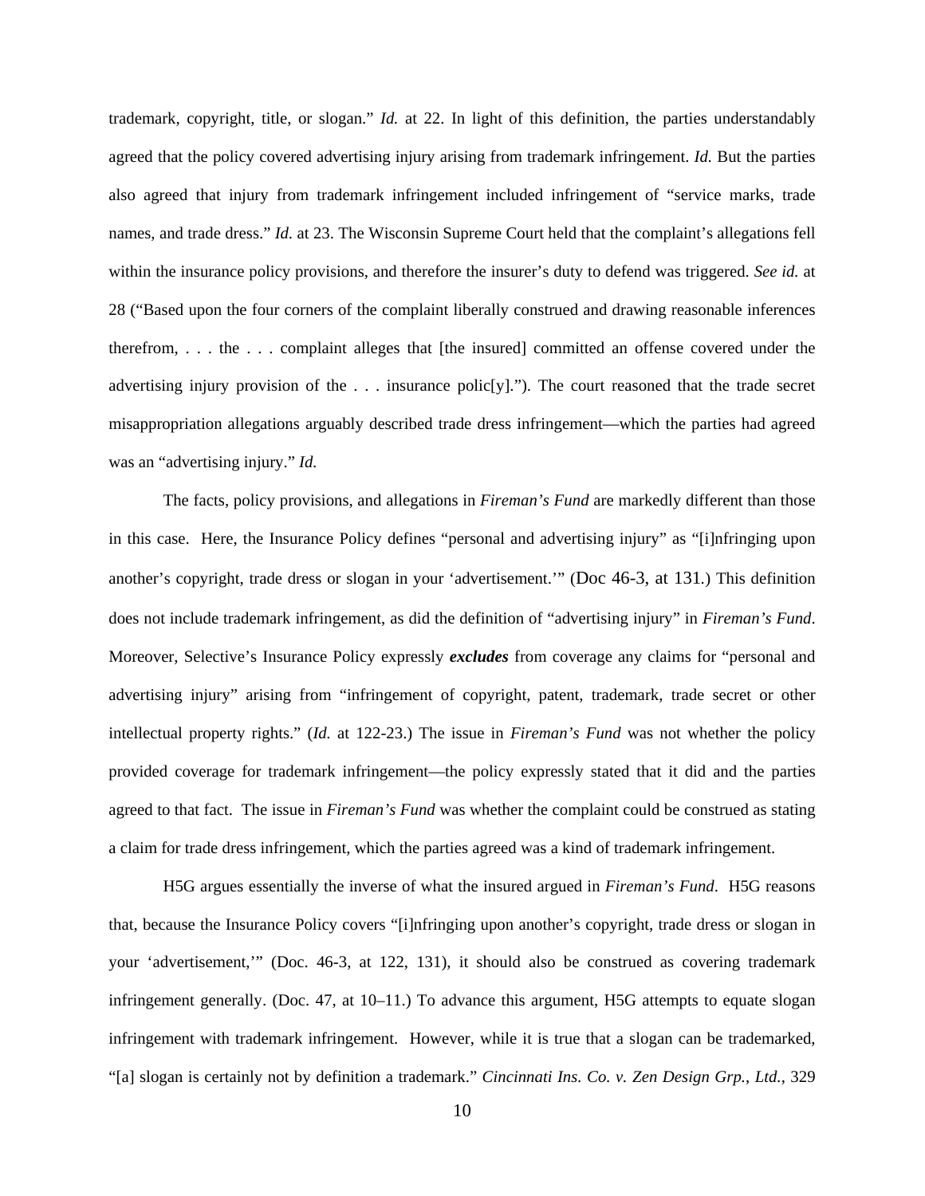trademark, copyright, title, or slogan." *Id.* at 22. In light of this definition, the parties understandably agreed that the policy covered advertising injury arising from trademark infringement. *Id.* But the parties also agreed that injury from trademark infringement included infringement of "service marks, trade names, and trade dress." *Id*. at 23. The Wisconsin Supreme Court held that the complaint's allegations fell within the insurance policy provisions, and therefore the insurer's duty to defend was triggered. *See id.* at 28 ("Based upon the four corners of the complaint liberally construed and drawing reasonable inferences therefrom, . . . the . . . complaint alleges that [the insured] committed an offense covered under the advertising injury provision of the . . . insurance polic[y]."). The court reasoned that the trade secret misappropriation allegations arguably described trade dress infringement—which the parties had agreed was an "advertising injury." *Id.*

The facts, policy provisions, and allegations in *Fireman's Fund* are markedly different than those in this case. Here, the Insurance Policy defines "personal and advertising injury" as "[i]nfringing upon another's copyright, trade dress or slogan in your 'advertisement.'" (Doc 46-3, at 131.) This definition does not include trademark infringement, as did the definition of "advertising injury" in *Fireman's Fund*. Moreover, Selective's Insurance Policy expressly ***excludes*** from coverage any claims for "personal and advertising injury" arising from "infringement of copyright, patent, trademark, trade secret or other intellectual property rights." (*Id.* at 122-23.) The issue in *Fireman's Fund* was not whether the policy provided coverage for trademark infringement—the policy expressly stated that it did and the parties agreed to that fact. The issue in *Fireman's Fund* was whether the complaint could be construed as stating a claim for trade dress infringement, which the parties agreed was a kind of trademark infringement.

H5G argues essentially the inverse of what the insured argued in *Fireman's Fund*. H5G reasons that, because the Insurance Policy covers "[i]nfringing upon another's copyright, trade dress or slogan in your 'advertisement,'" (Doc. 46-3, at 122, 131), it should also be construed as covering trademark infringement generally. (Doc. 47, at 10–11.) To advance this argument, H5G attempts to equate slogan infringement with trademark infringement. However, while it is true that a slogan can be trademarked, "[a] slogan is certainly not by definition a trademark." *Cincinnati Ins. Co. v. Zen Design Grp., Ltd.*, 329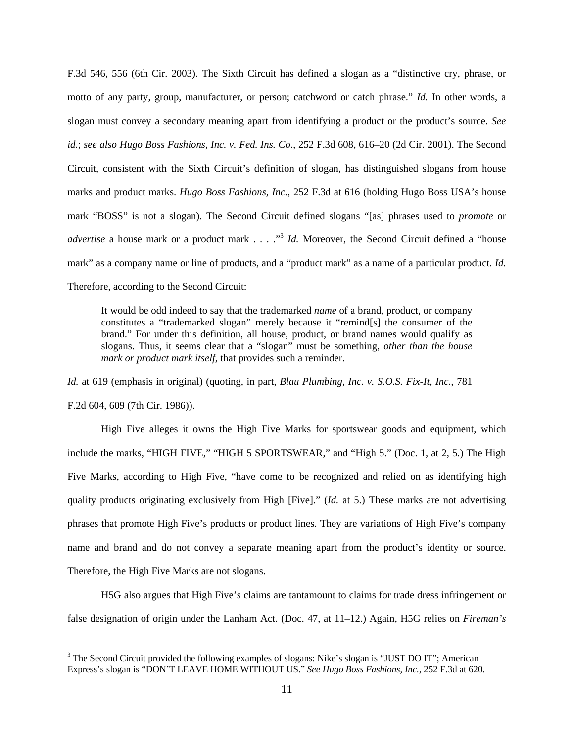F.3d 546, 556 (6th Cir. 2003). The Sixth Circuit has defined a slogan as a "distinctive cry, phrase, or motto of any party, group, manufacturer, or person; catchword or catch phrase." *Id.* In other words, a slogan must convey a secondary meaning apart from identifying a product or the product's source. *See id.*; *see also Hugo Boss Fashions, Inc. v. Fed. Ins. Co*., 252 F.3d 608, 616–20 (2d Cir. 2001). The Second Circuit, consistent with the Sixth Circuit's definition of slogan, has distinguished slogans from house marks and product marks. *Hugo Boss Fashions, Inc.*, 252 F.3d at 616 (holding Hugo Boss USA's house mark "BOSS" is not a slogan). The Second Circuit defined slogans "[as] phrases used to *promote* or *advertise* a house mark or a product mark . . . ."[3] *Id.* Moreover, the Second Circuit defined a "house mark" as a company name or line of products, and a "product mark" as a name of a particular product. *Id.* Therefore, according to the Second Circuit:

> It would be odd indeed to say that the trademarked *name* of a brand, product, or company constitutes a "trademarked slogan" merely because it "remind[s] the consumer of the brand." For under this definition, all house, product, or brand names would qualify as slogans. Thus, it seems clear that a "slogan" must be something, *other than the house mark or product mark itself*, that provides such a reminder.

*Id.* at 619 (emphasis in original) (quoting, in part, *Blau Plumbing, Inc. v. S.O.S. Fix-It, Inc.*, 781 F.2d 604, 609 (7th Cir. 1986)).

High Five alleges it owns the High Five Marks for sportswear goods and equipment, which include the marks, "HIGH FIVE," "HIGH 5 SPORTSWEAR," and "High 5." (Doc. 1, at 2, 5.) The High Five Marks, according to High Five, "have come to be recognized and relied on as identifying high quality products originating exclusively from High [Five]." (*Id.* at 5.) These marks are not advertising phrases that promote High Five's products or product lines. They are variations of High Five's company name and brand and do not convey a separate meaning apart from the product's identity or source. Therefore, the High Five Marks are not slogans.

H5G also argues that High Five's claims are tantamount to claims for trade dress infringement or false designation of origin under the Lanham Act. (Doc. 47, at 11–12.) Again, H5G relies on *Fireman's*

---

[3] The Second Circuit provided the following examples of slogans: Nike's slogan is "JUST DO IT"; American Express's slogan is "DON'T LEAVE HOME WITHOUT US." *See Hugo Boss Fashions, Inc.*, 252 F.3d at 620.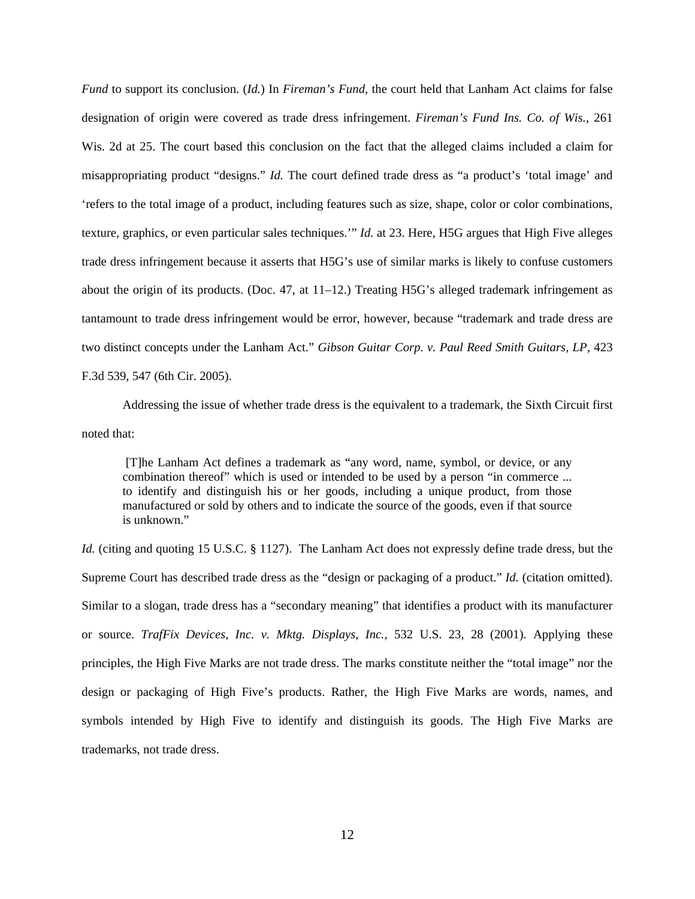*Fund* to support its conclusion. (*Id.*) In *Fireman's Fund*, the court held that Lanham Act claims for false designation of origin were covered as trade dress infringement. *Fireman's Fund Ins. Co. of Wis.*, 261 Wis. 2d at 25. The court based this conclusion on the fact that the alleged claims included a claim for misappropriating product "designs." *Id.* The court defined trade dress as "a product's 'total image' and 'refers to the total image of a product, including features such as size, shape, color or color combinations, texture, graphics, or even particular sales techniques.'" *Id.* at 23. Here, H5G argues that High Five alleges trade dress infringement because it asserts that H5G's use of similar marks is likely to confuse customers about the origin of its products. (Doc. 47, at 11–12.) Treating H5G's alleged trademark infringement as tantamount to trade dress infringement would be error, however, because "trademark and trade dress are two distinct concepts under the Lanham Act." *Gibson Guitar Corp. v. Paul Reed Smith Guitars, LP*, 423 F.3d 539, 547 (6th Cir. 2005).

Addressing the issue of whether trade dress is the equivalent to a trademark, the Sixth Circuit first noted that:

> [T]he Lanham Act defines a trademark as "any word, name, symbol, or device, or any combination thereof" which is used or intended to be used by a person "in commerce ... to identify and distinguish his or her goods, including a unique product, from those manufactured or sold by others and to indicate the source of the goods, even if that source is unknown."

*Id.* (citing and quoting 15 U.S.C. § 1127). The Lanham Act does not expressly define trade dress, but the Supreme Court has described trade dress as the "design or packaging of a product." *Id.* (citation omitted). Similar to a slogan, trade dress has a "secondary meaning" that identifies a product with its manufacturer or source. *TrafFix Devices, Inc. v. Mktg. Displays, Inc.*, 532 U.S. 23, 28 (2001). Applying these principles, the High Five Marks are not trade dress. The marks constitute neither the "total image" nor the design or packaging of High Five's products. Rather, the High Five Marks are words, names, and symbols intended by High Five to identify and distinguish its goods. The High Five Marks are trademarks, not trade dress.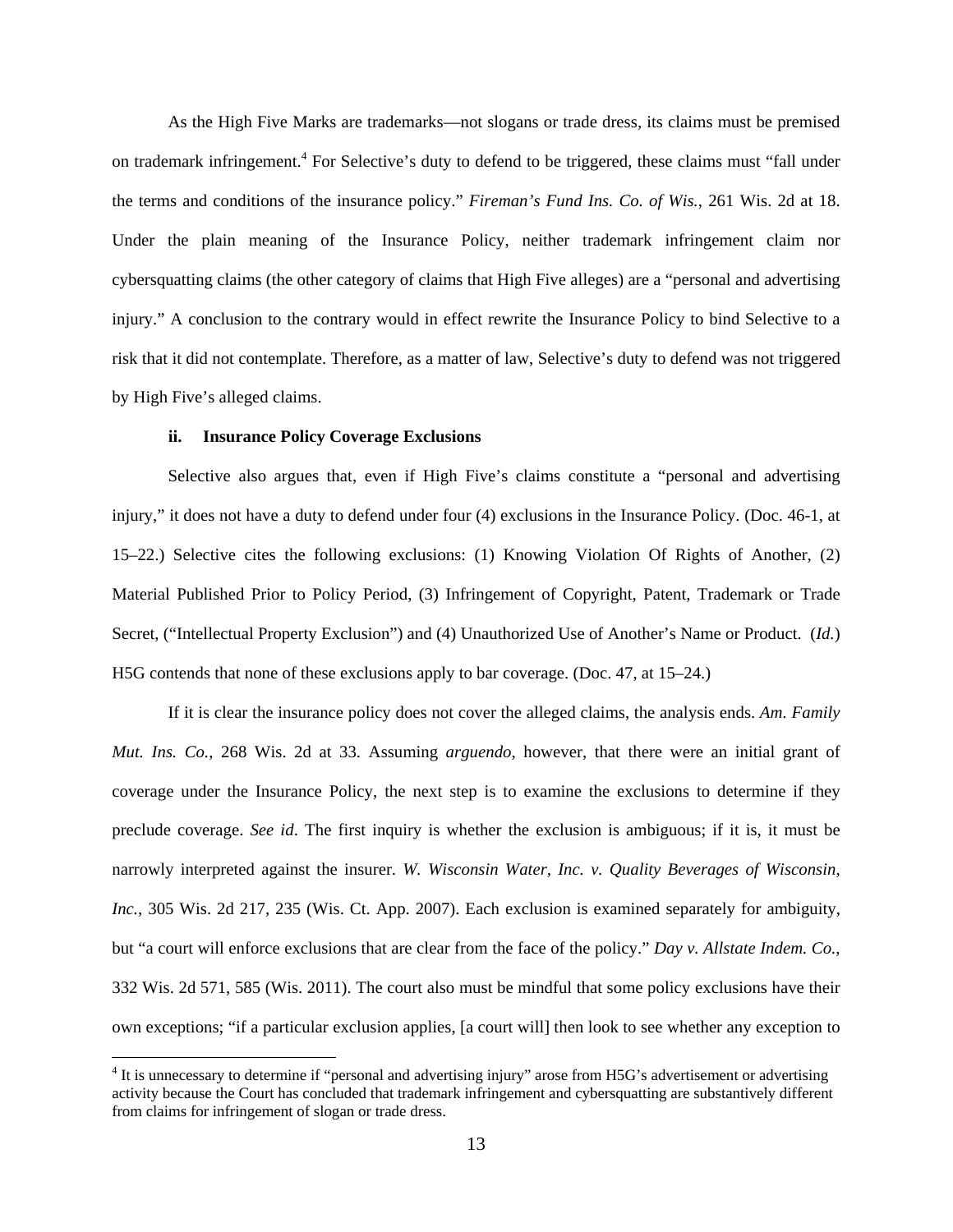As the High Five Marks are trademarks—not slogans or trade dress, its claims must be premised on trademark infringement.[4] For Selective's duty to defend to be triggered, these claims must "fall under the terms and conditions of the insurance policy." *Fireman's Fund Ins. Co. of Wis.*, 261 Wis. 2d at 18. Under the plain meaning of the Insurance Policy, neither trademark infringement claim nor cybersquatting claims (the other category of claims that High Five alleges) are a "personal and advertising injury." A conclusion to the contrary would in effect rewrite the Insurance Policy to bind Selective to a risk that it did not contemplate. Therefore, as a matter of law, Selective's duty to defend was not triggered by High Five's alleged claims.

### ii. Insurance Policy Coverage Exclusions

Selective also argues that, even if High Five's claims constitute a "personal and advertising injury," it does not have a duty to defend under four (4) exclusions in the Insurance Policy. (Doc. 46-1, at 15–22.) Selective cites the following exclusions: (1) Knowing Violation Of Rights of Another, (2) Material Published Prior to Policy Period, (3) Infringement of Copyright, Patent, Trademark or Trade Secret, ("Intellectual Property Exclusion") and (4) Unauthorized Use of Another's Name or Product. (*Id.*) H5G contends that none of these exclusions apply to bar coverage. (Doc. 47, at 15–24.)

If it is clear the insurance policy does not cover the alleged claims, the analysis ends. *Am. Family Mut. Ins. Co.*, 268 Wis. 2d at 33. Assuming *arguendo*, however, that there were an initial grant of coverage under the Insurance Policy, the next step is to examine the exclusions to determine if they preclude coverage. *See id*. The first inquiry is whether the exclusion is ambiguous; if it is, it must be narrowly interpreted against the insurer. *W. Wisconsin Water, Inc. v. Quality Beverages of Wisconsin, Inc.*, 305 Wis. 2d 217, 235 (Wis. Ct. App. 2007). Each exclusion is examined separately for ambiguity, but "a court will enforce exclusions that are clear from the face of the policy." *Day v. Allstate Indem. Co.*, 332 Wis. 2d 571, 585 (Wis. 2011). The court also must be mindful that some policy exclusions have their own exceptions; "if a particular exclusion applies, [a court will] then look to see whether any exception to

[4] It is unnecessary to determine if "personal and advertising injury" arose from H5G's advertisement or advertising activity because the Court has concluded that trademark infringement and cybersquatting are substantively different from claims for infringement of slogan or trade dress.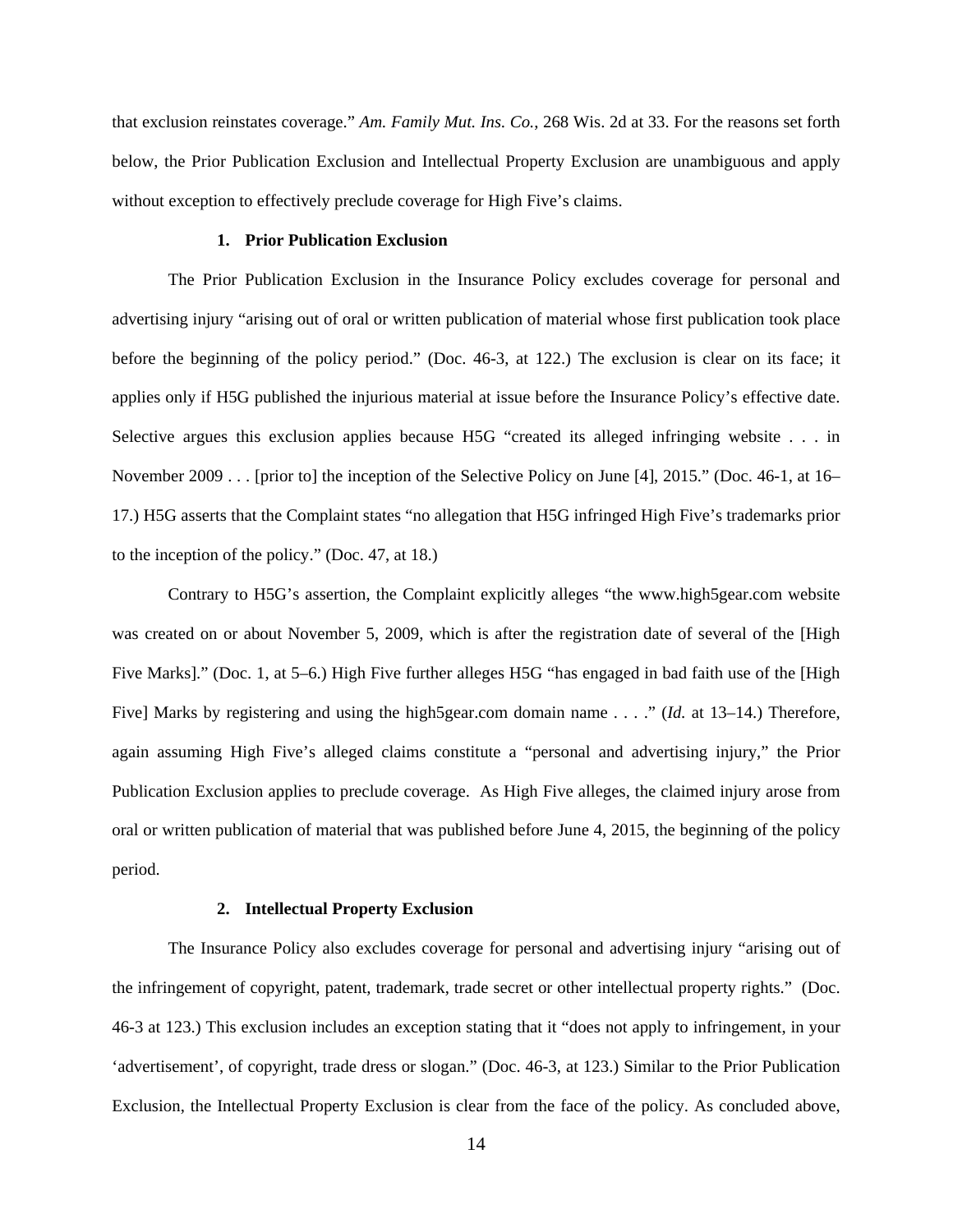that exclusion reinstates coverage." *Am. Family Mut. Ins. Co.*, 268 Wis. 2d at 33. For the reasons set forth below, the Prior Publication Exclusion and Intellectual Property Exclusion are unambiguous and apply without exception to effectively preclude coverage for High Five's claims.

### 1. Prior Publication Exclusion

The Prior Publication Exclusion in the Insurance Policy excludes coverage for personal and advertising injury "arising out of oral or written publication of material whose first publication took place before the beginning of the policy period." (Doc. 46-3, at 122.) The exclusion is clear on its face; it applies only if H5G published the injurious material at issue before the Insurance Policy's effective date. Selective argues this exclusion applies because H5G "created its alleged infringing website . . . in November 2009 . . . [prior to] the inception of the Selective Policy on June [4], 2015." (Doc. 46-1, at 16–17.) H5G asserts that the Complaint states "no allegation that H5G infringed High Five's trademarks prior to the inception of the policy." (Doc. 47, at 18.)

Contrary to H5G's assertion, the Complaint explicitly alleges "the www.high5gear.com website was created on or about November 5, 2009, which is after the registration date of several of the [High Five Marks]." (Doc. 1, at 5–6.) High Five further alleges H5G "has engaged in bad faith use of the [High Five] Marks by registering and using the high5gear.com domain name . . . ." (*Id.* at 13–14.) Therefore, again assuming High Five's alleged claims constitute a "personal and advertising injury," the Prior Publication Exclusion applies to preclude coverage. As High Five alleges, the claimed injury arose from oral or written publication of material that was published before June 4, 2015, the beginning of the policy period.

### 2. Intellectual Property Exclusion

The Insurance Policy also excludes coverage for personal and advertising injury "arising out of the infringement of copyright, patent, trademark, trade secret or other intellectual property rights." (Doc. 46-3 at 123.) This exclusion includes an exception stating that it "does not apply to infringement, in your 'advertisement', of copyright, trade dress or slogan." (Doc. 46-3, at 123.) Similar to the Prior Publication Exclusion, the Intellectual Property Exclusion is clear from the face of the policy. As concluded above,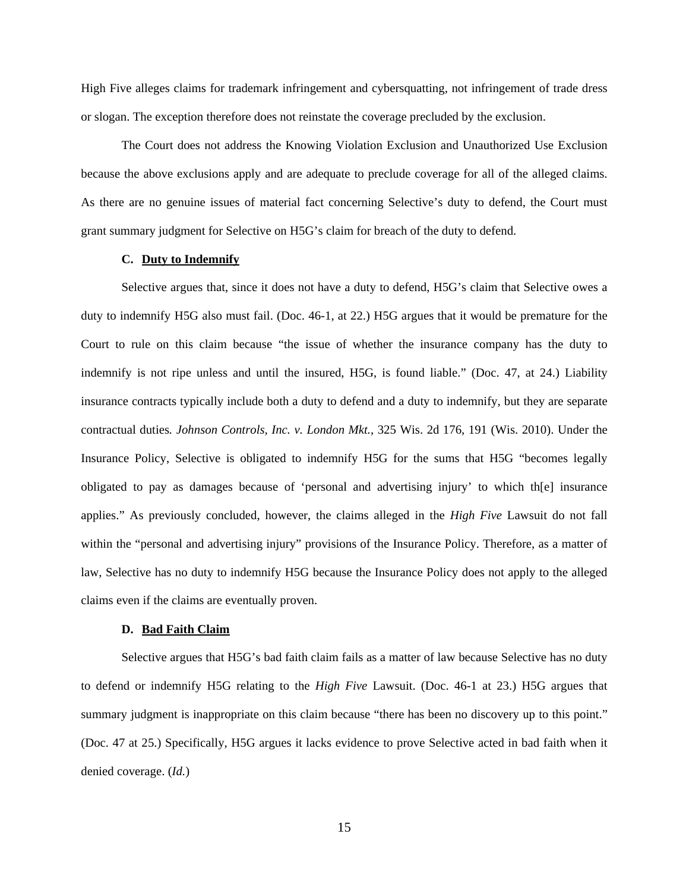High Five alleges claims for trademark infringement and cybersquatting, not infringement of trade dress or slogan. The exception therefore does not reinstate the coverage precluded by the exclusion.

The Court does not address the Knowing Violation Exclusion and Unauthorized Use Exclusion because the above exclusions apply and are adequate to preclude coverage for all of the alleged claims. As there are no genuine issues of material fact concerning Selective's duty to defend, the Court must grant summary judgment for Selective on H5G's claim for breach of the duty to defend.

### C. Duty to Indemnify

Selective argues that, since it does not have a duty to defend, H5G's claim that Selective owes a duty to indemnify H5G also must fail. (Doc. 46-1, at 22.) H5G argues that it would be premature for the Court to rule on this claim because "the issue of whether the insurance company has the duty to indemnify is not ripe unless and until the insured, H5G, is found liable." (Doc. 47, at 24.) Liability insurance contracts typically include both a duty to defend and a duty to indemnify, but they are separate contractual duties. *Johnson Controls, Inc. v. London Mkt.*, 325 Wis. 2d 176, 191 (Wis. 2010). Under the Insurance Policy, Selective is obligated to indemnify H5G for the sums that H5G "becomes legally obligated to pay as damages because of 'personal and advertising injury' to which th[e] insurance applies." As previously concluded, however, the claims alleged in the *High Five* Lawsuit do not fall within the "personal and advertising injury" provisions of the Insurance Policy. Therefore, as a matter of law, Selective has no duty to indemnify H5G because the Insurance Policy does not apply to the alleged claims even if the claims are eventually proven.

### D. Bad Faith Claim

Selective argues that H5G's bad faith claim fails as a matter of law because Selective has no duty to defend or indemnify H5G relating to the *High Five* Lawsuit. (Doc. 46-1 at 23.) H5G argues that summary judgment is inappropriate on this claim because "there has been no discovery up to this point." (Doc. 47 at 25.) Specifically, H5G argues it lacks evidence to prove Selective acted in bad faith when it denied coverage. (*Id.*)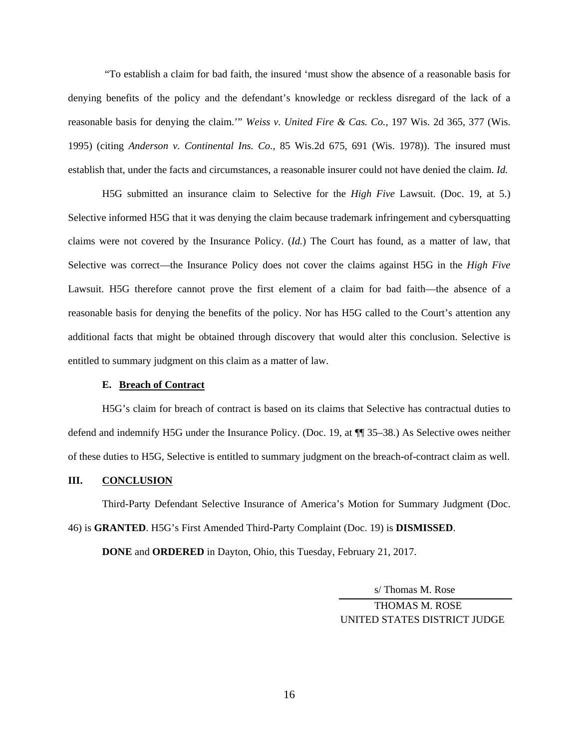"To establish a claim for bad faith, the insured 'must show the absence of a reasonable basis for denying benefits of the policy and the defendant's knowledge or reckless disregard of the lack of a reasonable basis for denying the claim.'" *Weiss v. United Fire & Cas. Co.*, 197 Wis. 2d 365, 377 (Wis. 1995) (citing *Anderson v. Continental Ins. Co.,* 85 Wis.2d 675, 691 (Wis. 1978)). The insured must establish that, under the facts and circumstances, a reasonable insurer could not have denied the claim. *Id.*

H5G submitted an insurance claim to Selective for the *High Five* Lawsuit. (Doc. 19, at 5.) Selective informed H5G that it was denying the claim because trademark infringement and cybersquatting claims were not covered by the Insurance Policy. (*Id.*) The Court has found, as a matter of law, that Selective was correct—the Insurance Policy does not cover the claims against H5G in the *High Five* Lawsuit. H5G therefore cannot prove the first element of a claim for bad faith—the absence of a reasonable basis for denying the benefits of the policy. Nor has H5G called to the Court's attention any additional facts that might be obtained through discovery that would alter this conclusion. Selective is entitled to summary judgment on this claim as a matter of law.

### E. Breach of Contract

H5G's claim for breach of contract is based on its claims that Selective has contractual duties to defend and indemnify H5G under the Insurance Policy. (Doc. 19, at ¶¶ 35–38.) As Selective owes neither of these duties to H5G, Selective is entitled to summary judgment on the breach-of-contract claim as well.

## III. CONCLUSION

Third-Party Defendant Selective Insurance of America's Motion for Summary Judgment (Doc. 46) is **GRANTED**. H5G's First Amended Third-Party Complaint (Doc. 19) is **DISMISSED**.

**DONE** and **ORDERED** in Dayton, Ohio, this Tuesday, February 21, 2017.

s/ Thomas M. Rose

THOMAS M. ROSE
UNITED STATES DISTRICT JUDGE